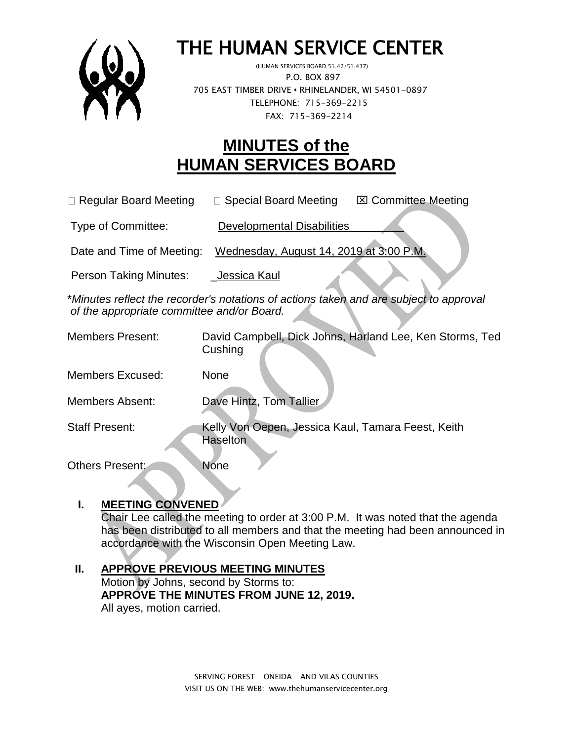# THE HUMAN SERVICE CENTER

(HUMAN SERVICES BOARD 51.42/51.437)
P.O. BOX 897
705 EAST TIMBER DRIVE • RHINELANDER, WI 54501-0897
TELEPHONE: 715-369-2215
FAX: 715-369-2214

## MINUTES of the HUMAN SERVICES BOARD

☐ Regular Board Meeting ☐ Special Board Meeting ☒ Committee Meeting

Type of Committee: Developmental Disabilities

Date and Time of Meeting: Wednesday, August 14, 2019 at 3:00 P.M.

Person Taking Minutes: Jessica Kaul

**Minutes reflect the recorder's notations of actions taken and are subject to approval of the appropriate committee and/or Board.*

Members Present: David Campbell, Dick Johns, Harland Lee, Ken Storms, Ted Cushing

Members Excused: None

Members Absent: Dave Hintz, Tom Tallier

Staff Present: Kelly Von Oepen, Jessica Kaul, Tamara Feest, Keith Haselton

Others Present: None

### I. MEETING CONVENED

Chair Lee called the meeting to order at 3:00 P.M. It was noted that the agenda has been distributed to all members and that the meeting had been announced in accordance with the Wisconsin Open Meeting Law.

### II. APPROVE PREVIOUS MEETING MINUTES

Motion by Johns, second by Storms to:
**APPROVE THE MINUTES FROM JUNE 12, 2019.**
All ayes, motion carried.

SERVING FOREST – ONEIDA – AND VILAS COUNTIES
VISIT US ON THE WEB: www.thehumanservicecenter.org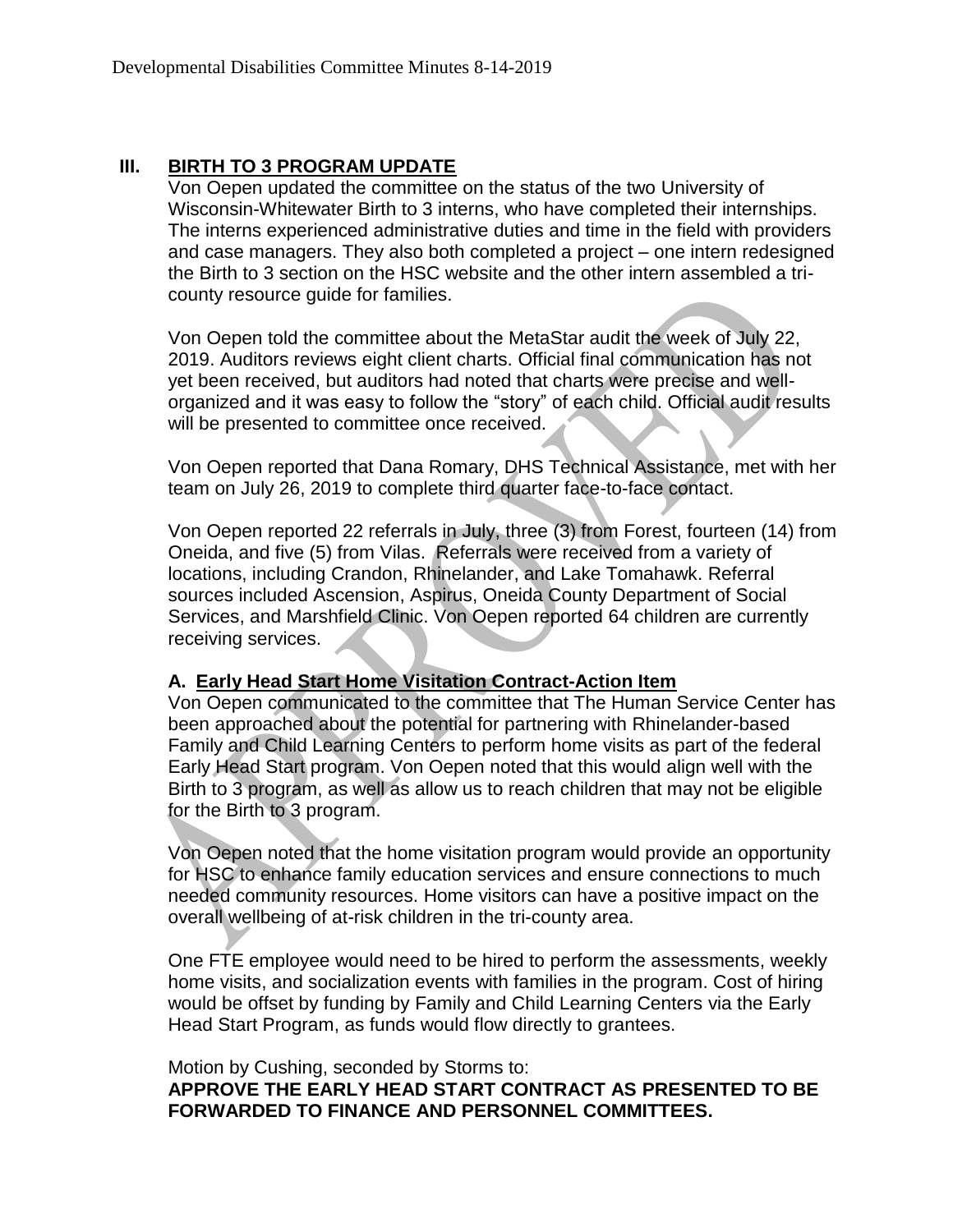## III. BIRTH TO 3 PROGRAM UPDATE

Von Oepen updated the committee on the status of the two University of Wisconsin-Whitewater Birth to 3 interns, who have completed their internships. The interns experienced administrative duties and time in the field with providers and case managers. They also both completed a project – one intern redesigned the Birth to 3 section on the HSC website and the other intern assembled a tri-county resource guide for families.

Von Oepen told the committee about the MetaStar audit the week of July 22, 2019. Auditors reviews eight client charts. Official final communication has not yet been received, but auditors had noted that charts were precise and well-organized and it was easy to follow the "story" of each child. Official audit results will be presented to committee once received.

Von Oepen reported that Dana Romary, DHS Technical Assistance, met with her team on July 26, 2019 to complete third quarter face-to-face contact.

Von Oepen reported 22 referrals in July, three (3) from Forest, fourteen (14) from Oneida, and five (5) from Vilas. Referrals were received from a variety of locations, including Crandon, Rhinelander, and Lake Tomahawk. Referral sources included Ascension, Aspirus, Oneida County Department of Social Services, and Marshfield Clinic. Von Oepen reported 64 children are currently receiving services.

### A. Early Head Start Home Visitation Contract-Action Item

Von Oepen communicated to the committee that The Human Service Center has been approached about the potential for partnering with Rhinelander-based Family and Child Learning Centers to perform home visits as part of the federal Early Head Start program. Von Oepen noted that this would align well with the Birth to 3 program, as well as allow us to reach children that may not be eligible for the Birth to 3 program.

Von Oepen noted that the home visitation program would provide an opportunity for HSC to enhance family education services and ensure connections to much needed community resources. Home visitors can have a positive impact on the overall wellbeing of at-risk children in the tri-county area.

One FTE employee would need to be hired to perform the assessments, weekly home visits, and socialization events with families in the program. Cost of hiring would be offset by funding by Family and Child Learning Centers via the Early Head Start Program, as funds would flow directly to grantees.

Motion by Cushing, seconded by Storms to:

**APPROVE THE EARLY HEAD START CONTRACT AS PRESENTED TO BE FORWARDED TO FINANCE AND PERSONNEL COMMITTEES.**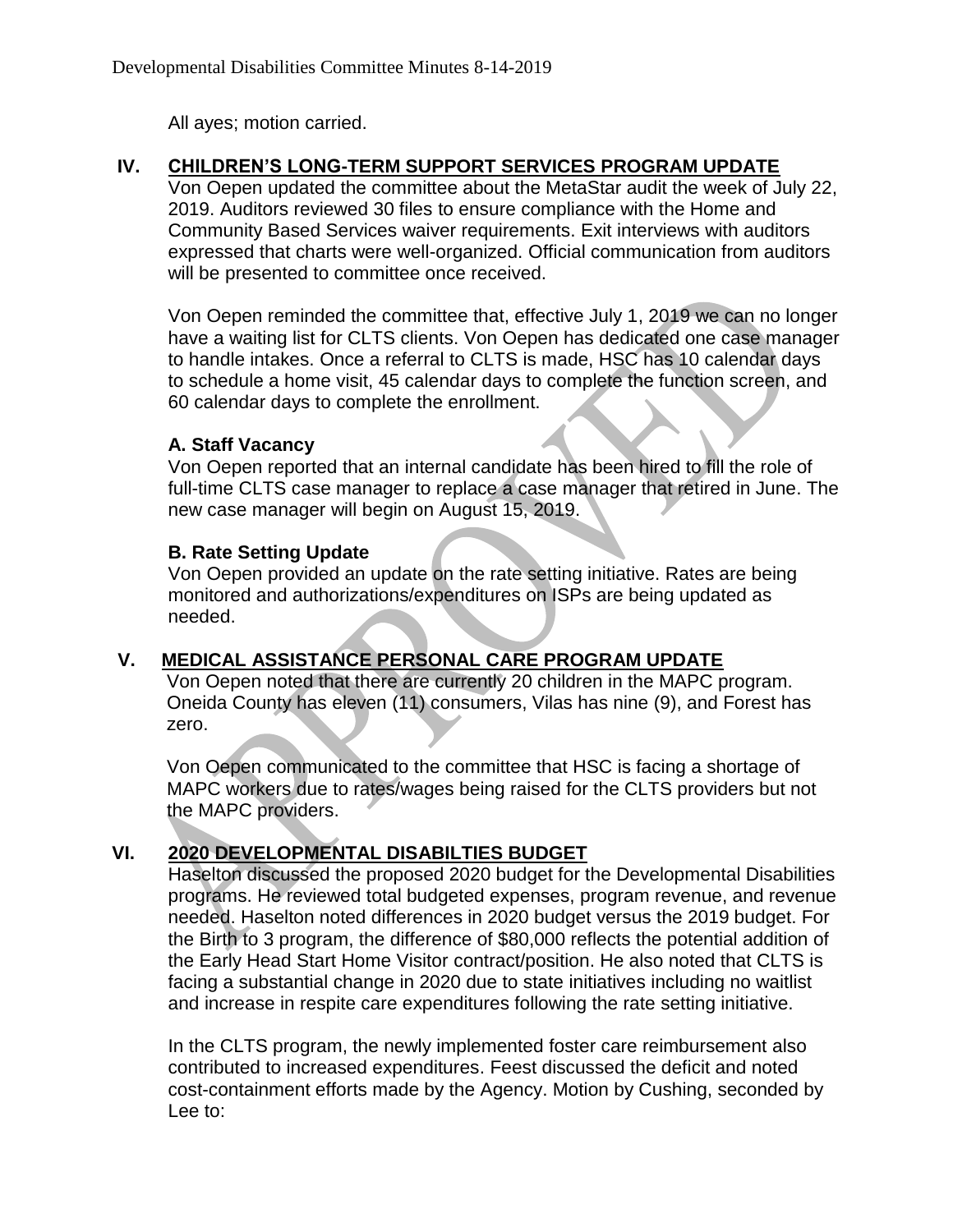All ayes; motion carried.

## IV. CHILDREN'S LONG-TERM SUPPORT SERVICES PROGRAM UPDATE

Von Oepen updated the committee about the MetaStar audit the week of July 22, 2019. Auditors reviewed 30 files to ensure compliance with the Home and Community Based Services waiver requirements. Exit interviews with auditors expressed that charts were well-organized. Official communication from auditors will be presented to committee once received.

Von Oepen reminded the committee that, effective July 1, 2019 we can no longer have a waiting list for CLTS clients. Von Oepen has dedicated one case manager to handle intakes. Once a referral to CLTS is made, HSC has 10 calendar days to schedule a home visit, 45 calendar days to complete the function screen, and 60 calendar days to complete the enrollment.

### A. Staff Vacancy

Von Oepen reported that an internal candidate has been hired to fill the role of full-time CLTS case manager to replace a case manager that retired in June. The new case manager will begin on August 15, 2019.

### B. Rate Setting Update

Von Oepen provided an update on the rate setting initiative. Rates are being monitored and authorizations/expenditures on ISPs are being updated as needed.

## V. MEDICAL ASSISTANCE PERSONAL CARE PROGRAM UPDATE

Von Oepen noted that there are currently 20 children in the MAPC program. Oneida County has eleven (11) consumers, Vilas has nine (9), and Forest has zero.

Von Oepen communicated to the committee that HSC is facing a shortage of MAPC workers due to rates/wages being raised for the CLTS providers but not the MAPC providers.

## VI. 2020 DEVELOPMENTAL DISABILTIES BUDGET

Haselton discussed the proposed 2020 budget for the Developmental Disabilities programs. He reviewed total budgeted expenses, program revenue, and revenue needed. Haselton noted differences in 2020 budget versus the 2019 budget. For the Birth to 3 program, the difference of $80,000 reflects the potential addition of the Early Head Start Home Visitor contract/position. He also noted that CLTS is facing a substantial change in 2020 due to state initiatives including no waitlist and increase in respite care expenditures following the rate setting initiative.

In the CLTS program, the newly implemented foster care reimbursement also contributed to increased expenditures. Feest discussed the deficit and noted cost-containment efforts made by the Agency. Motion by Cushing, seconded by Lee to: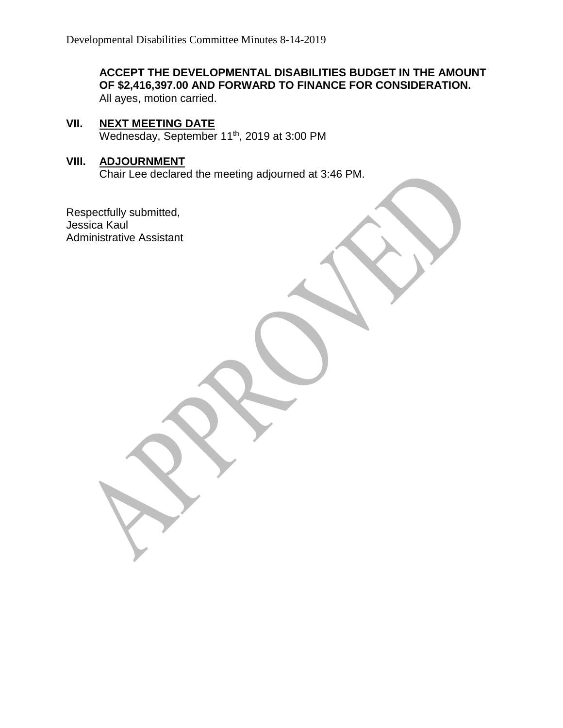**ACCEPT THE DEVELOPMENTAL DISABILITIES BUDGET IN THE AMOUNT OF $2,416,397.00 AND FORWARD TO FINANCE FOR CONSIDERATION.**
All ayes, motion carried.

## VII. NEXT MEETING DATE

Wednesday, September 11th, 2019 at 3:00 PM

## VIII. ADJOURNMENT

Chair Lee declared the meeting adjourned at 3:46 PM.

Respectfully submitted,
Jessica Kaul
Administrative Assistant

APPROVED